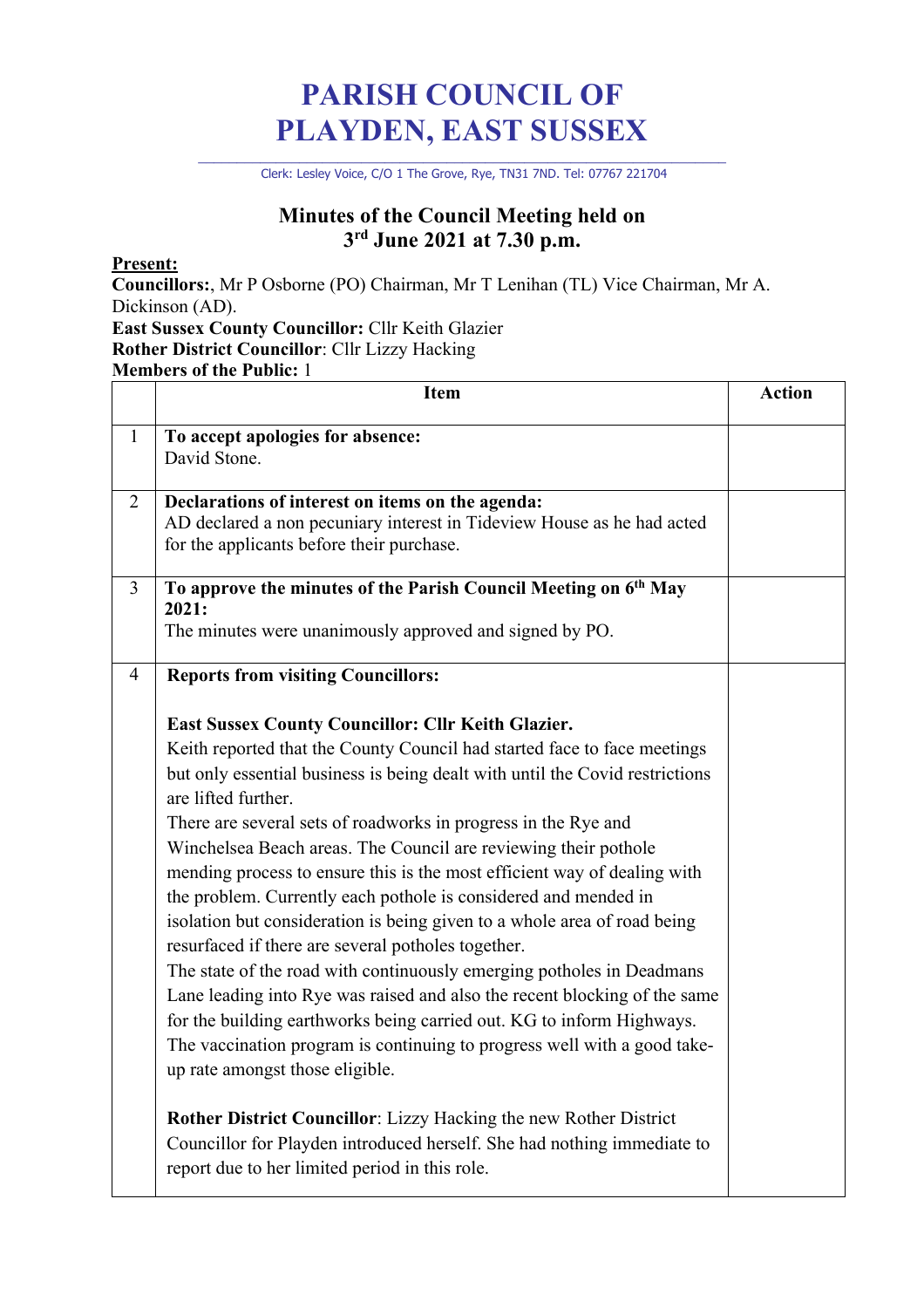# PARISH COUNCIL OF PLAYDEN, EAST SUSSEX

Clerk: Lesley Voice, C/O 1 The Grove, Rye, TN31 7ND. Tel: 07767 221704

## Minutes of the Council Meeting held on 3rd June 2021 at 7.30 p.m.

**Present:**
**Councillors:**, Mr P Osborne (PO) Chairman, Mr T Lenihan (TL) Vice Chairman, Mr A. Dickinson (AD).
**East Sussex County Councillor:** Cllr Keith Glazier
**Rother District Councillor**: Cllr Lizzy Hacking
**Members of the Public:** 1

| | Item | Action |
|---|---|---|
| 1 | **To accept apologies for absence:**<br>David Stone. | |
| 2 | **Declarations of interest on items on the agenda:**<br>AD declared a non pecuniary interest in Tideview House as he had acted for the applicants before their purchase. | |
| 3 | **To approve the minutes of the Parish Council Meeting on 6th May 2021:**<br>The minutes were unanimously approved and signed by PO. | |
| 4 | **Reports from visiting Councillors:**<br><br>**East Sussex County Councillor: Cllr Keith Glazier.**<br>Keith reported that the County Council had started face to face meetings but only essential business is being dealt with until the Covid restrictions are lifted further.<br>There are several sets of roadworks in progress in the Rye and Winchelsea Beach areas. The Council are reviewing their pothole mending process to ensure this is the most efficient way of dealing with the problem. Currently each pothole is considered and mended in isolation but consideration is being given to a whole area of road being resurfaced if there are several potholes together.<br>The state of the road with continuously emerging potholes in Deadmans Lane leading into Rye was raised and also the recent blocking of the same for the building earthworks being carried out. KG to inform Highways.<br>The vaccination program is continuing to progress well with a good take-up rate amongst those eligible.<br><br>**Rother District Councillor**: Lizzy Hacking the new Rother District Councillor for Playden introduced herself. She had nothing immediate to report due to her limited period in this role. | |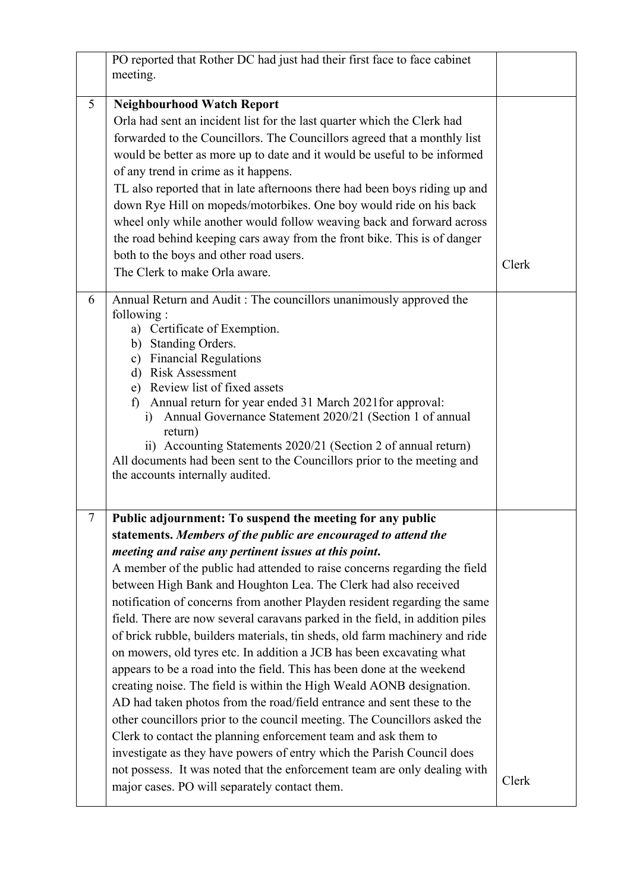| | | |
|---|---|---|
| | PO reported that Rother DC had just had their first face to face cabinet meeting. | |
| 5 | **Neighbourhood Watch Report**<br>Orla had sent an incident list for the last quarter which the Clerk had forwarded to the Councillors. The Councillors agreed that a monthly list would be better as more up to date and it would be useful to be informed of any trend in crime as it happens.<br>TL also reported that in late afternoons there had been boys riding up and down Rye Hill on mopeds/motorbikes. One boy would ride on his back wheel only while another would follow weaving back and forward across the road behind keeping cars away from the front bike. This is of danger both to the boys and other road users.<br>The Clerk to make Orla aware. | Clerk |
| 6 | Annual Return and Audit : The councillors unanimously approved the following :<br>a) Certificate of Exemption.<br>b) Standing Orders.<br>c) Financial Regulations<br>d) Risk Assessment<br>e) Review list of fixed assets<br>f) Annual return for year ended 31 March 2021for approval:<br>i) Annual Governance Statement 2020/21 (Section 1 of annual return)<br>ii) Accounting Statements 2020/21 (Section 2 of annual return)<br>All documents had been sent to the Councillors prior to the meeting and the accounts internally audited. | |
| 7 | **Public adjournment: To suspend the meeting for any public statements.** ***Members of the public are encouraged to attend the meeting and raise any pertinent issues at this point.***<br>A member of the public had attended to raise concerns regarding the field between High Bank and Houghton Lea. The Clerk had also received notification of concerns from another Playden resident regarding the same field. There are now several caravans parked in the field, in addition piles of brick rubble, builders materials, tin sheds, old farm machinery and ride on mowers, old tyres etc. In addition a JCB has been excavating what appears to be a road into the field. This has been done at the weekend creating noise. The field is within the High Weald AONB designation.<br>AD had taken photos from the road/field entrance and sent these to the other councillors prior to the council meeting. The Councillors asked the Clerk to contact the planning enforcement team and ask them to investigate as they have powers of entry which the Parish Council does not possess. It was noted that the enforcement team are only dealing with major cases. PO will separately contact them. | Clerk |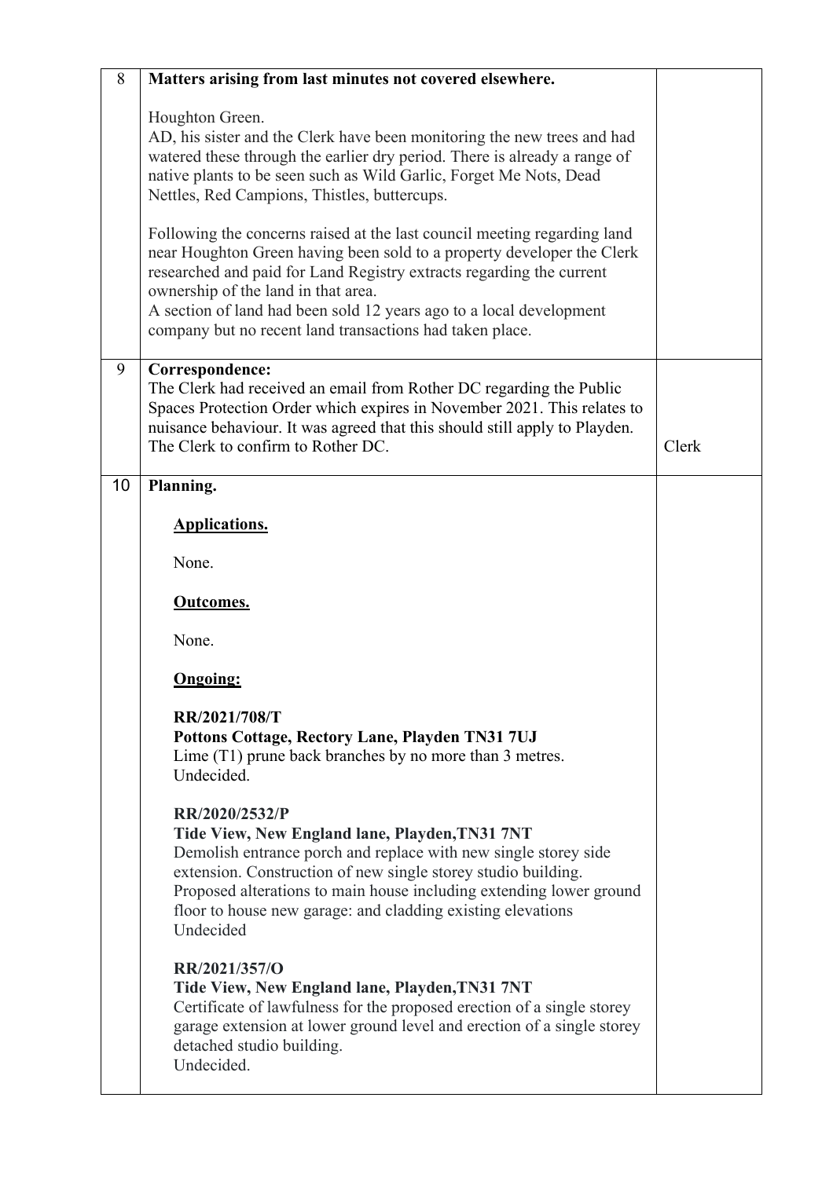| | | |
|---|---|---|
| 8 | **Matters arising from last minutes not covered elsewhere.**<br><br>Houghton Green.<br>AD, his sister and the Clerk have been monitoring the new trees and had watered these through the earlier dry period. There is already a range of native plants to be seen such as Wild Garlic, Forget Me Nots, Dead Nettles, Red Campions, Thistles, buttercups.<br><br>Following the concerns raised at the last council meeting regarding land near Houghton Green having been sold to a property developer the Clerk researched and paid for Land Registry extracts regarding the current ownership of the land in that area.<br>A section of land had been sold 12 years ago to a local development company but no recent land transactions had taken place. | |
| 9 | **Correspondence:**<br>The Clerk had received an email from Rother DC regarding the Public Spaces Protection Order which expires in November 2021. This relates to nuisance behaviour. It was agreed that this should still apply to Playden. The Clerk to confirm to Rother DC. | Clerk |
| 10 | **Planning.**<br><br>**<u>Applications.</u>**<br><br>None.<br><br>**<u>Outcomes.</u>**<br><br>None.<br><br>**<u>Ongoing:</u>**<br><br>**RR/2021/708/T**<br>**Pottons Cottage, Rectory Lane, Playden TN31 7UJ**<br>Lime (T1) prune back branches by no more than 3 metres.<br>Undecided.<br><br>**RR/2020/2532/P**<br>**Tide View, New England lane, Playden,TN31 7NT**<br>Demolish entrance porch and replace with new single storey side extension. Construction of new single storey studio building. Proposed alterations to main house including extending lower ground floor to house new garage: and cladding existing elevations<br>Undecided<br><br>**RR/2021/357/O**<br>**Tide View, New England lane, Playden,TN31 7NT**<br>Certificate of lawfulness for the proposed erection of a single storey garage extension at lower ground level and erection of a single storey detached studio building.<br>Undecided. | |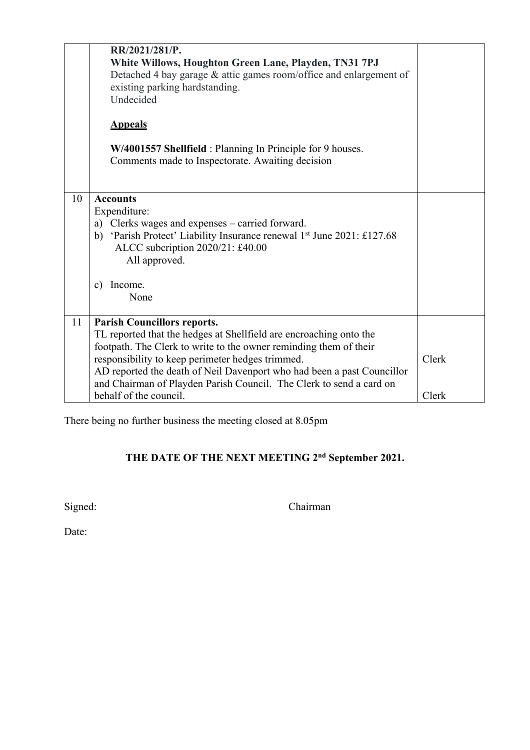| | | |
|---|---|---|
| | **RR/2021/281/P.**<br>**White Willows, Houghton Green Lane, Playden, TN31 7PJ**<br>Detached 4 bay garage & attic games room/office and enlargement of existing parking hardstanding.<br>Undecided<br><br>**Appeals**<br><br>**W/4001557 Shellfield** : Planning In Principle for 9 houses.<br>Comments made to Inspectorate. Awaiting decision | |
| 10 | **Accounts**<br>Expenditure:<br>a) Clerks wages and expenses – carried forward.<br>b) 'Parish Protect' Liability Insurance renewal 1st June 2021: £127.68<br>ALCC subcription 2020/21: £40.00<br>All approved.<br><br>c) Income.<br>None | |
| 11 | **Parish Councillors reports.**<br>TL reported that the hedges at Shellfield are encroaching onto the footpath. The Clerk to write to the owner reminding them of their responsibility to keep perimeter hedges trimmed.<br>AD reported the death of Neil Davenport who had been a past Councillor and Chairman of Playden Parish Council. The Clerk to send a card on behalf of the council. | Clerk<br><br>Clerk |

There being no further business the meeting closed at 8.05pm

**THE DATE OF THE NEXT MEETING 2nd September 2021.**

Signed: Chairman

Date: